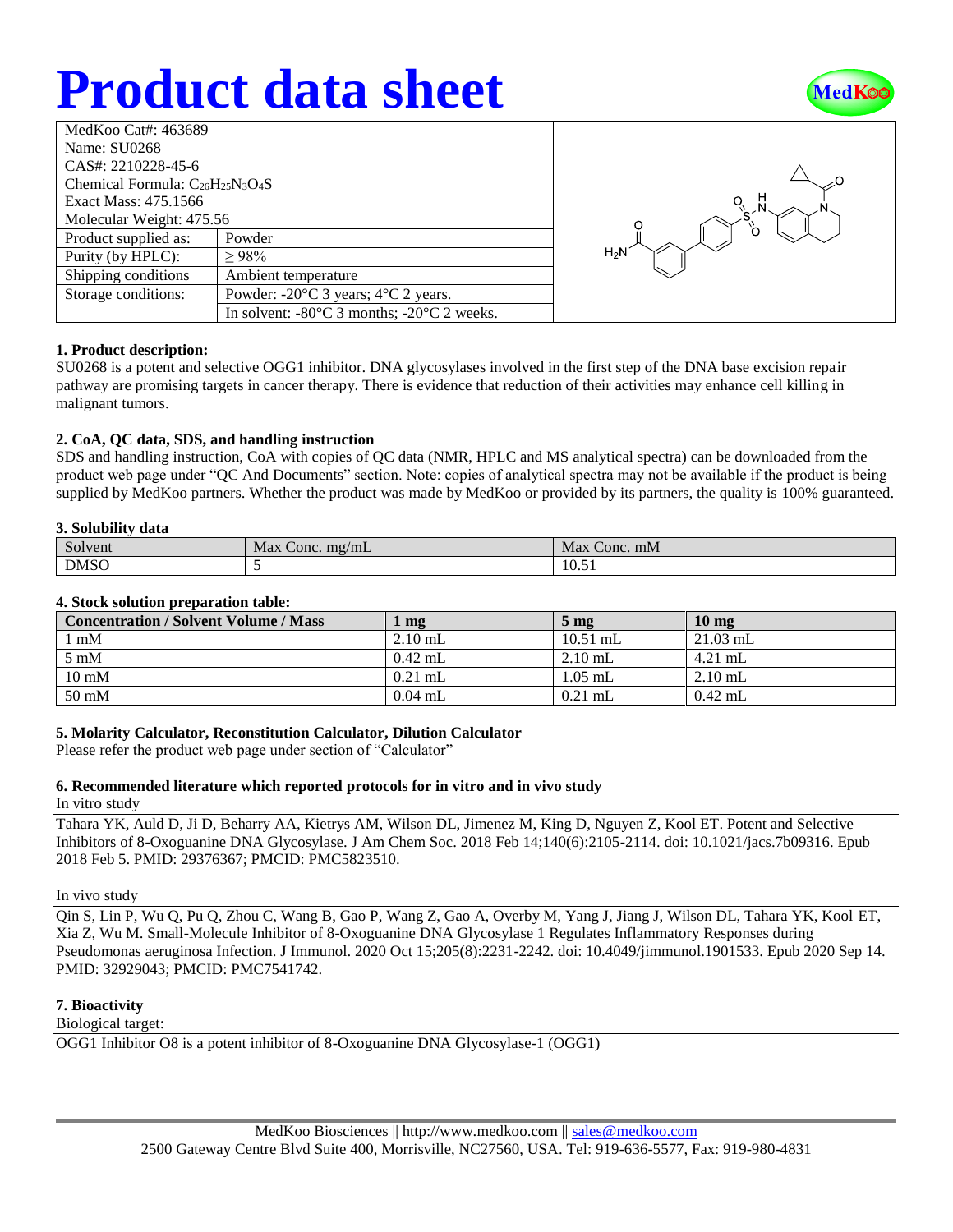# Product data sheet

| MedKoo Cat#: 463689 | |
|---|---|
| Name: SU0268 | |
| CAS#: 2210228-45-6 | |
| Chemical Formula: $C_{26}H_{25}N_3O_4S$ | |
| Exact Mass: 475.1566 | |
| Molecular Weight: 475.56 | |
| Product supplied as: | Powder |
| Purity (by HPLC): | ≥ 98% |
| Shipping conditions | Ambient temperature |
| Storage conditions: | Powder: -20°C 3 years; 4°C 2 years. |
| | In solvent: -80°C 3 months; -20°C 2 weeks. |

### 1. Product description:

SU0268 is a potent and selective OGG1 inhibitor. DNA glycosylases involved in the first step of the DNA base excision repair pathway are promising targets in cancer therapy. There is evidence that reduction of their activities may enhance cell killing in malignant tumors.

### 2. CoA, QC data, SDS, and handling instruction

SDS and handling instruction, CoA with copies of QC data (NMR, HPLC and MS analytical spectra) can be downloaded from the product web page under "QC And Documents" section. Note: copies of analytical spectra may not be available if the product is being supplied by MedKoo partners. Whether the product was made by MedKoo or provided by its partners, the quality is 100% guaranteed.

### 3. Solubility data

| Solvent | Max Conc. mg/mL | Max Conc. mM |
|---|---|---|
| DMSO | 5 | 10.51 |

### 4. Stock solution preparation table:

| Concentration / Solvent Volume / Mass | 1 mg | 5 mg | 10 mg |
|---|---|---|---|
| 1 mM | 2.10 mL | 10.51 mL | 21.03 mL |
| 5 mM | 0.42 mL | 2.10 mL | 4.21 mL |
| 10 mM | 0.21 mL | 1.05 mL | 2.10 mL |
| 50 mM | 0.04 mL | 0.21 mL | 0.42 mL |

### 5. Molarity Calculator, Reconstitution Calculator, Dilution Calculator

Please refer the product web page under section of "Calculator"

### 6. Recommended literature which reported protocols for in vitro and in vivo study

In vitro study

Tahara YK, Auld D, Ji D, Beharry AA, Kietrys AM, Wilson DL, Jimenez M, King D, Nguyen Z, Kool ET. Potent and Selective Inhibitors of 8-Oxoguanine DNA Glycosylase. J Am Chem Soc. 2018 Feb 14;140(6):2105-2114. doi: 10.1021/jacs.7b09316. Epub 2018 Feb 5. PMID: 29376367; PMCID: PMC5823510.

In vivo study

Qin S, Lin P, Wu Q, Pu Q, Zhou C, Wang B, Gao P, Wang Z, Gao A, Overby M, Yang J, Jiang J, Wilson DL, Tahara YK, Kool ET, Xia Z, Wu M. Small-Molecule Inhibitor of 8-Oxoguanine DNA Glycosylase 1 Regulates Inflammatory Responses during Pseudomonas aeruginosa Infection. J Immunol. 2020 Oct 15;205(8):2231-2242. doi: 10.4049/jimmunol.1901533. Epub 2020 Sep 14. PMID: 32929043; PMCID: PMC7541742.

### 7. Bioactivity

Biological target:

OGG1 Inhibitor O8 is a potent inhibitor of 8-Oxoguanine DNA Glycosylase-1 (OGG1)

MedKoo Biosciences || http://www.medkoo.com || sales@medkoo.com
2500 Gateway Centre Blvd Suite 400, Morrisville, NC27560, USA. Tel: 919-636-5577, Fax: 919-980-4831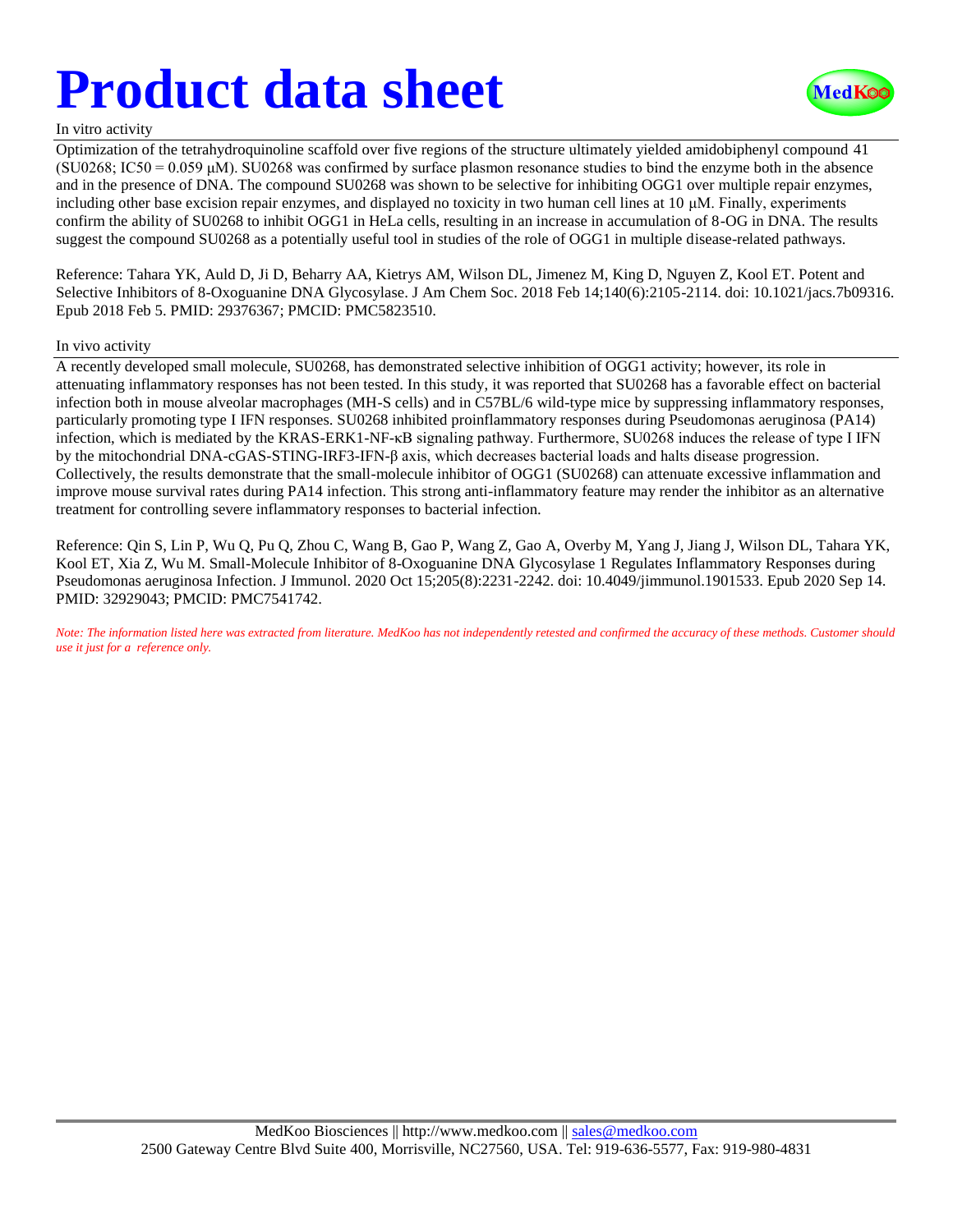# Product data sheet

In vitro activity

Optimization of the tetrahydroquinoline scaffold over five regions of the structure ultimately yielded amidobiphenyl compound 41 (SU0268; IC50 = 0.059 μM). SU0268 was confirmed by surface plasmon resonance studies to bind the enzyme both in the absence and in the presence of DNA. The compound SU0268 was shown to be selective for inhibiting OGG1 over multiple repair enzymes, including other base excision repair enzymes, and displayed no toxicity in two human cell lines at 10 μM. Finally, experiments confirm the ability of SU0268 to inhibit OGG1 in HeLa cells, resulting in an increase in accumulation of 8-OG in DNA. The results suggest the compound SU0268 as a potentially useful tool in studies of the role of OGG1 in multiple disease-related pathways.

Reference: Tahara YK, Auld D, Ji D, Beharry AA, Kietrys AM, Wilson DL, Jimenez M, King D, Nguyen Z, Kool ET. Potent and Selective Inhibitors of 8-Oxoguanine DNA Glycosylase. J Am Chem Soc. 2018 Feb 14;140(6):2105-2114. doi: 10.1021/jacs.7b09316. Epub 2018 Feb 5. PMID: 29376367; PMCID: PMC5823510.

In vivo activity

A recently developed small molecule, SU0268, has demonstrated selective inhibition of OGG1 activity; however, its role in attenuating inflammatory responses has not been tested. In this study, it was reported that SU0268 has a favorable effect on bacterial infection both in mouse alveolar macrophages (MH-S cells) and in C57BL/6 wild-type mice by suppressing inflammatory responses, particularly promoting type I IFN responses. SU0268 inhibited proinflammatory responses during Pseudomonas aeruginosa (PA14) infection, which is mediated by the KRAS-ERK1-NF-κB signaling pathway. Furthermore, SU0268 induces the release of type I IFN by the mitochondrial DNA-cGAS-STING-IRF3-IFN-β axis, which decreases bacterial loads and halts disease progression. Collectively, the results demonstrate that the small-molecule inhibitor of OGG1 (SU0268) can attenuate excessive inflammation and improve mouse survival rates during PA14 infection. This strong anti-inflammatory feature may render the inhibitor as an alternative treatment for controlling severe inflammatory responses to bacterial infection.

Reference: Qin S, Lin P, Wu Q, Pu Q, Zhou C, Wang B, Gao P, Wang Z, Gao A, Overby M, Yang J, Jiang J, Wilson DL, Tahara YK, Kool ET, Xia Z, Wu M. Small-Molecule Inhibitor of 8-Oxoguanine DNA Glycosylase 1 Regulates Inflammatory Responses during Pseudomonas aeruginosa Infection. J Immunol. 2020 Oct 15;205(8):2231-2242. doi: 10.4049/jimmunol.1901533. Epub 2020 Sep 14. PMID: 32929043; PMCID: PMC7541742.

*Note: The information listed here was extracted from literature. MedKoo has not independently retested and confirmed the accuracy of these methods. Customer should use it just for a reference only.*

MedKoo Biosciences || http://www.medkoo.com || sales@medkoo.com
2500 Gateway Centre Blvd Suite 400, Morrisville, NC27560, USA. Tel: 919-636-5577, Fax: 919-980-4831